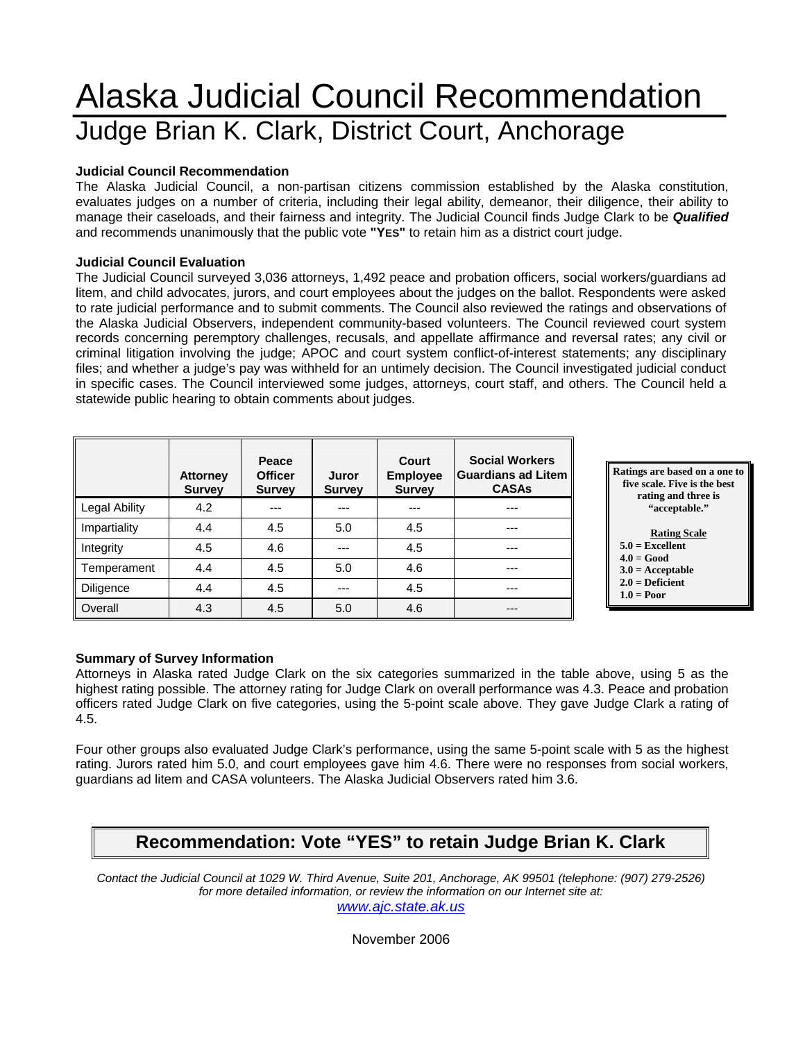# Alaska Judicial Council Recommendation

## Judge Brian K. Clark, District Court, Anchorage

**Judicial Council Recommendation**

The Alaska Judicial Council, a non-partisan citizens commission established by the Alaska constitution, evaluates judges on a number of criteria, including their legal ability, demeanor, their diligence, their ability to manage their caseloads, and their fairness and integrity. The Judicial Council finds Judge Clark to be ***Qualified*** and recommends unanimously that the public vote **"YES"** to retain him as a district court judge.

**Judicial Council Evaluation**

The Judicial Council surveyed 3,036 attorneys, 1,492 peace and probation officers, social workers/guardians ad litem, and child advocates, jurors, and court employees about the judges on the ballot. Respondents were asked to rate judicial performance and to submit comments. The Council also reviewed the ratings and observations of the Alaska Judicial Observers, independent community-based volunteers. The Council reviewed court system records concerning peremptory challenges, recusals, and appellate affirmance and reversal rates; any civil or criminal litigation involving the judge; APOC and court system conflict-of-interest statements; any disciplinary files; and whether a judge's pay was withheld for an untimely decision. The Council investigated judicial conduct in specific cases. The Council interviewed some judges, attorneys, court staff, and others. The Council held a statewide public hearing to obtain comments about judges.

| | Attorney Survey | Peace Officer Survey | Juror Survey | Court Employee Survey | Social Workers Guardians ad Litem CASAs |
|---|---|---|---|---|---|
| Legal Ability | 4.2 | --- | --- | --- | --- |
| Impartiality | 4.4 | 4.5 | 5.0 | 4.5 | --- |
| Integrity | 4.5 | 4.6 | --- | 4.5 | --- |
| Temperament | 4.4 | 4.5 | 5.0 | 4.6 | --- |
| Diligence | 4.4 | 4.5 | --- | 4.5 | --- |
| Overall | 4.3 | 4.5 | 5.0 | 4.6 | --- |

**Ratings are based on a one to five scale. Five is the best rating and three is "acceptable."**

**Rating Scale**

**5.0 = Excellent**
**4.0 = Good**
**3.0 = Acceptable**
**2.0 = Deficient**
**1.0 = Poor**

**Summary of Survey Information**

Attorneys in Alaska rated Judge Clark on the six categories summarized in the table above, using 5 as the highest rating possible. The attorney rating for Judge Clark on overall performance was 4.3. Peace and probation officers rated Judge Clark on five categories, using the 5-point scale above. They gave Judge Clark a rating of 4.5.

Four other groups also evaluated Judge Clark's performance, using the same 5-point scale with 5 as the highest rating. Jurors rated him 5.0, and court employees gave him 4.6. There were no responses from social workers, guardians ad litem and CASA volunteers. The Alaska Judicial Observers rated him 3.6.

**Recommendation: Vote "YES" to retain Judge Brian K. Clark**

*Contact the Judicial Council at 1029 W. Third Avenue, Suite 201, Anchorage, AK 99501 (telephone: (907) 279-2526) for more detailed information, or review the information on our Internet site at:*
*www.ajc.state.ak.us*

November 2006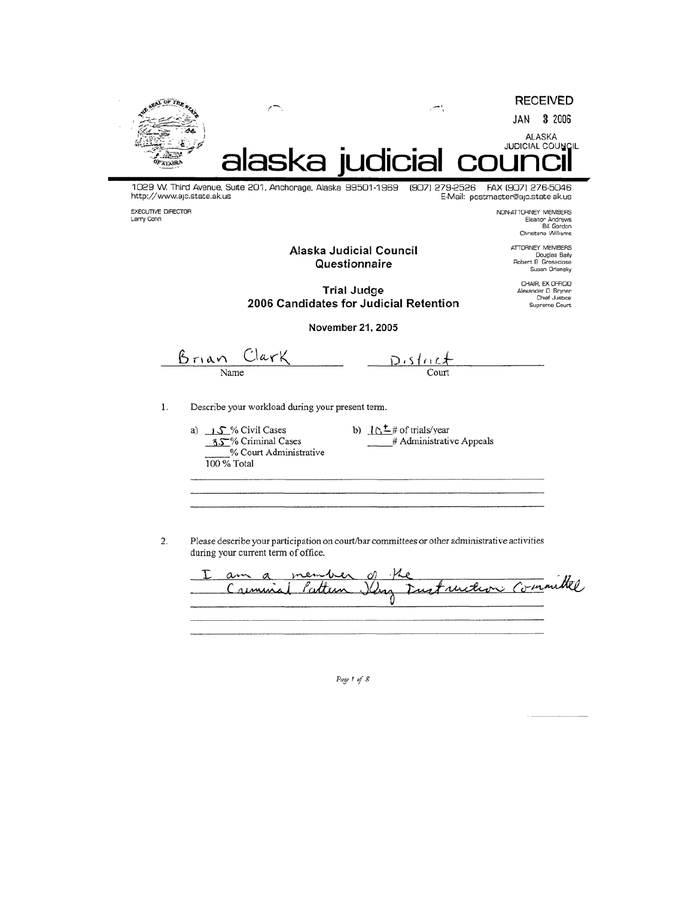RECEIVED

JAN 3 2006

ALASKA JUDICIAL COUNCIL

# alaska judicial council

1029 W. Third Avenue, Suite 201, Anchorage, Alaska 99501-1969 (907) 279-2526 FAX (907) 276-5046
http://www.ajc.state.ak.us E-Mail: postmaster@ajc.state.ak.us

EXECUTIVE DIRECTOR
Larry Cohn

NON-ATTORNEY MEMBERS
Eleanor Andrews
Bill Gordon
Christena Williams

ATTORNEY MEMBERS
Douglas Baily
Robert B. Groseclose
Susan Orlansky

CHAIR, EX OFFICIO
Alexander O. Bryner
Chief Justice
Supreme Court

## Alaska Judicial Council Questionnaire

## Trial Judge 2006 Candidates for Judicial Retention

**November 21, 2005**

Name: Brian Clark Court: District

1. Describe your workload during your present term.

   a) 15 % Civil Cases
   85 % Criminal Cases
   ____ % Court Administrative
   100 % Total

   b) 10± # of trials/year
   ____ # Administrative Appeals

2. Please describe your participation on court/bar committees or other administrative activities during your current term of office.

   I am a member of the Criminal Pattern Jury Instruction Committee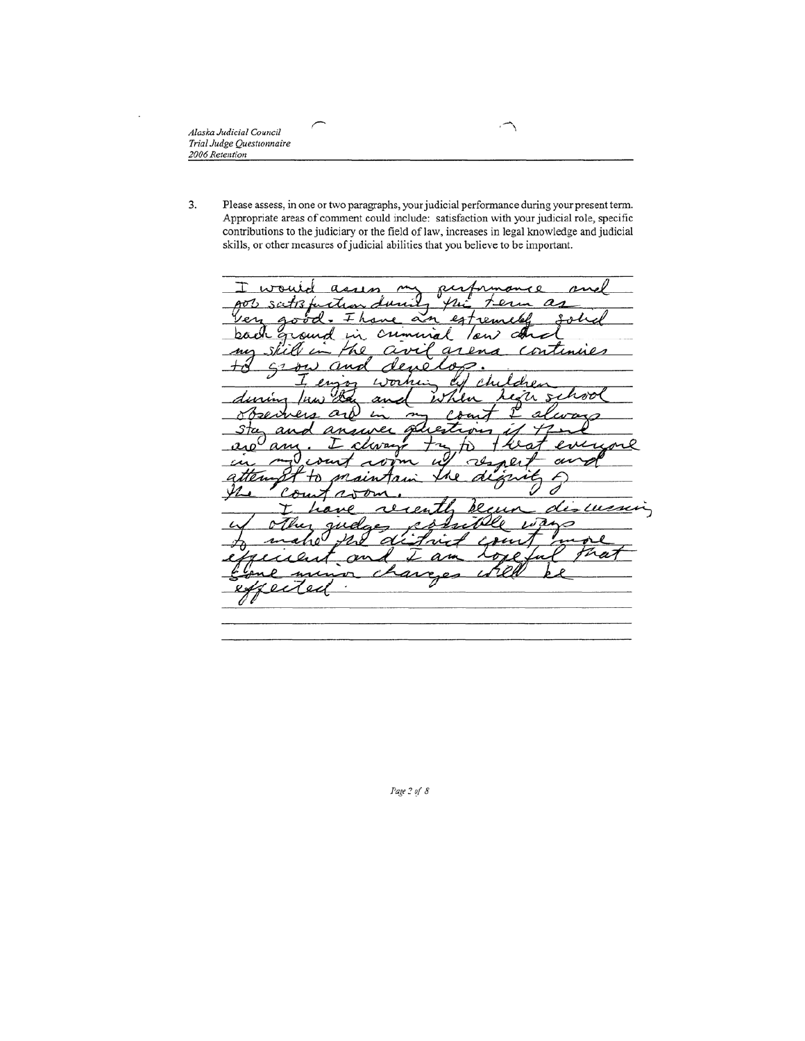3. Please assess, in one or two paragraphs, your judicial performance during your present term. Appropriate areas of comment could include: satisfaction with your judicial role, specific contributions to the judiciary or the field of law, increases in legal knowledge and judicial skills, or other measures of judicial abilities that you believe to be important.

I would assess my performance and job satisfaction during this term as very good. I have an extremely solid background in criminal law and my skill in the civil arena continues to grow and develop.

I enjoy working w/ children during law day and when high school observers are in my court I always stay and answer questions if there are any. I always try to treat everyone in my court room w/ respect and attempt to maintain the dignity of the court room.

I have recently begun discussing w/ other judges possible ways to make the district court more efficient and I am hopeful that some minor changes will be effected.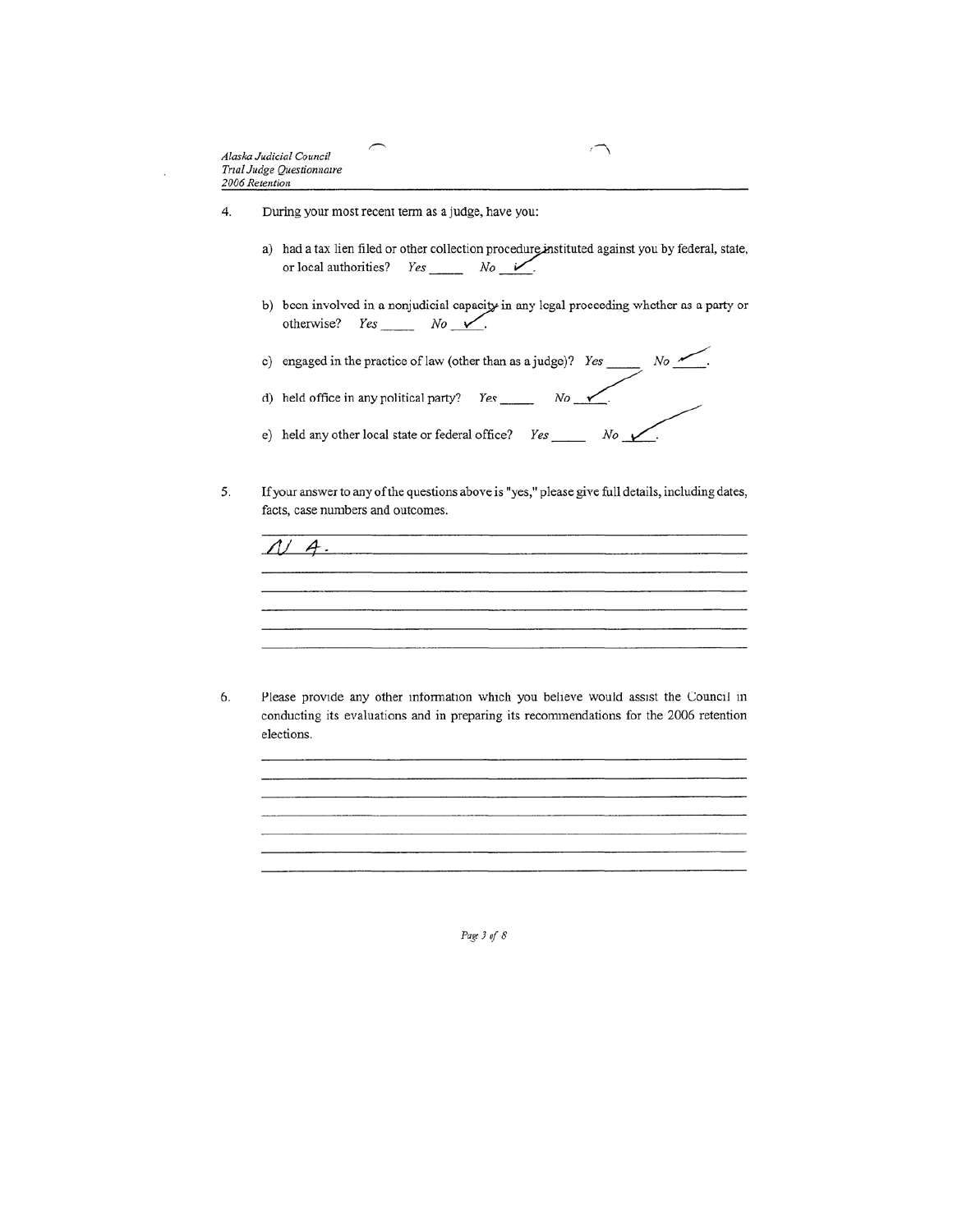4. During your most recent term as a judge, have you:

   a) had a tax lien filed or other collection procedure instituted against you by federal, state, or local authorities? *Yes* _____ *No* ✓.

   b) been involved in a nonjudicial capacity in any legal proceeding whether as a party or otherwise? *Yes* _____ *No* ✓.

   c) engaged in the practice of law (other than as a judge)? *Yes* _____ *No* ✓.

   d) held office in any political party? *Yes* _____ *No* ✓.

   e) held any other local state or federal office? *Yes* _____ *No* ✓.

5. If your answer to any of the questions above is "yes," please give full details, including dates, facts, case numbers and outcomes.

   N A.

6. Please provide any other information which you believe would assist the Council in conducting its evaluations and in preparing its recommendations for the 2006 retention elections.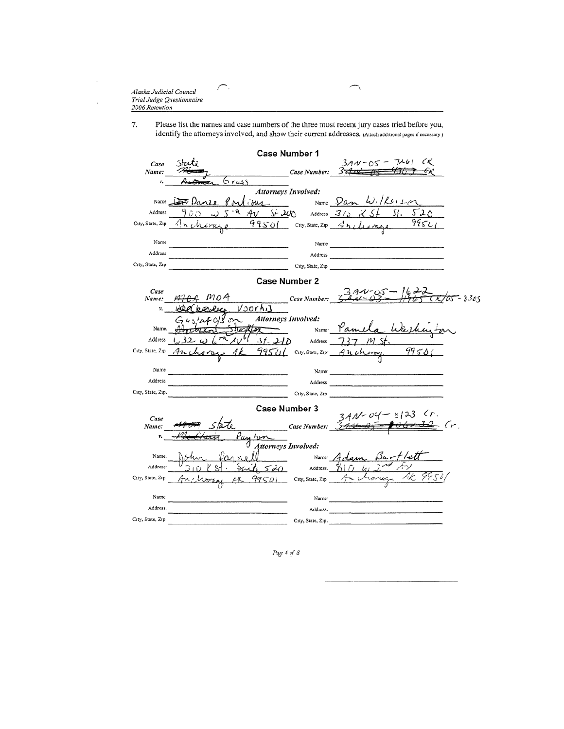Alaska Judicial Council
Trial Judge Questionnaire
2006 Retention

7. Please list the names and case numbers of the three most recent jury cases tried before you, identify the attorneys involved, and show their current addresses. (Attach additional pages if necessary)

## Case Number 1

**Case Name:** State ~~Moody~~ v. ~~Antonio~~ Gross

**Case Number:** 3AN-05-7461 CR ~~3AN-05-4316 CR~~

**Attorneys Involved:**

| Name | Danee Pontious | Name | Dan Wilkerson |
|---|---|---|---|
| Address | 900 W 5th Av St 200 | Address | 310 K St St. 520 |
| City, State, Zip | Anchorage 99501 | City, State, Zip | Anchorage 99501 |
| Name | | Name | |
| Address | | Address | |
| City, State, Zip | | City, State, Zip | |

## Case Number 2

**Case Name:** ~~MOA~~ MOA v. ~~Kimberly~~ Voorhis

**Case Number:** 3AN-05-1622 ~~3AN-03-1465~~ CR/05-8305

**Attorneys Involved:**

| Name | Gustafson ~~Michael Stauffer~~ | Name | Pamela Washington |
|---|---|---|---|
| Address | 632 W 6th Av St. 210 | Address | 737 M St. |
| City, State, Zip | Anchorage AK 99501 | City, State, Zip | Anchorage 99501 |
| Name | | Name | |
| Address | | Address | |
| City, State, Zip | | City, State, Zip | |

## Case Number 3

**Case Name:** ~~MOA~~ State v. ~~Matthew~~ Payton

**Case Number:** 3AN-04-8123 Cr. ~~3AN-05-10632~~ Cr.

**Attorneys Involved:**

| Name | John Farnell | Name | Adam Bartlett |
|---|---|---|---|
| Address | 310 K St. Suite 520 | Address | 810 W 2nd Av |
| City, State, Zip | Anchorage AK 99501 | City, State, Zip | Anchorage AK 99501 |
| Name | | Name | |
| Address | | Address | |
| City, State, Zip | | City, State, Zip | |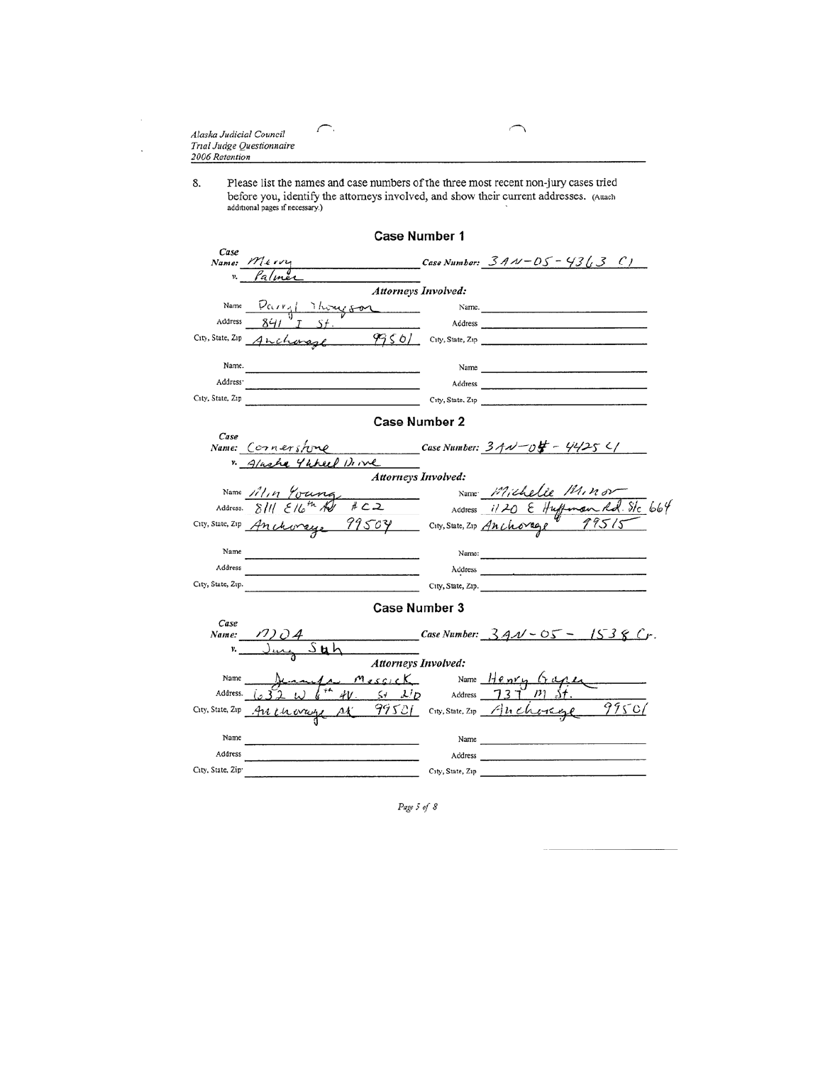Alaska Judicial Council
Trial Judge Questionnaire
2006 Retention

8. Please list the names and case numbers of the three most recent non-jury cases tried before you, identify the attorneys involved, and show their current addresses. (Attach additional pages if necessary.)

## Case Number 1

**Case Name:** Merry v. Palmer

**Case Number:** 3AN-05-4363 CI

*Attorneys Involved:*

| | | | |
|---|---|---|---|
| Name | Darryl Thompson | Name | |
| Address | 841 I St. | Address | |
| City, State, Zip | Anchorage 99501 | City, State, Zip | |
| Name | | Name | |
| Address | | Address | |
| City, State, Zip | | City, State, Zip | |

## Case Number 2

**Case Name:** Cornerstone v. Alaska 4Wheel Drive

**Case Number:** 3AN-04-4425 CI

*Attorneys Involved:*

| | | | |
|---|---|---|---|
| Name | Alan Young | Name | Michelle Minor |
| Address | 811 E 16th Av #C2 | Address | 1120 E Huffman Rd. Ste 664 |
| City, State, Zip | Anchorage 99504 | City, State, Zip | Anchorage 99515 |
| Name | | Name | |
| Address | | Address | |
| City, State, Zip | | City, State, Zip | |

## Case Number 3

**Case Name:** MOA v. Jung Suh

**Case Number:** 3AN-05-1538 Cr.

*Attorneys Involved:*

| | | | |
|---|---|---|---|
| Name | Jennifer Messick | Name | Henry Graper |
| Address | 632 W 6th Av. St 210 | Address | 737 M St. |
| City, State, Zip | Anchorage AK 99501 | City, State, Zip | Anchorage 99501 |
| Name | | Name | |
| Address | | Address | |
| City, State, Zip | | City, State, Zip | |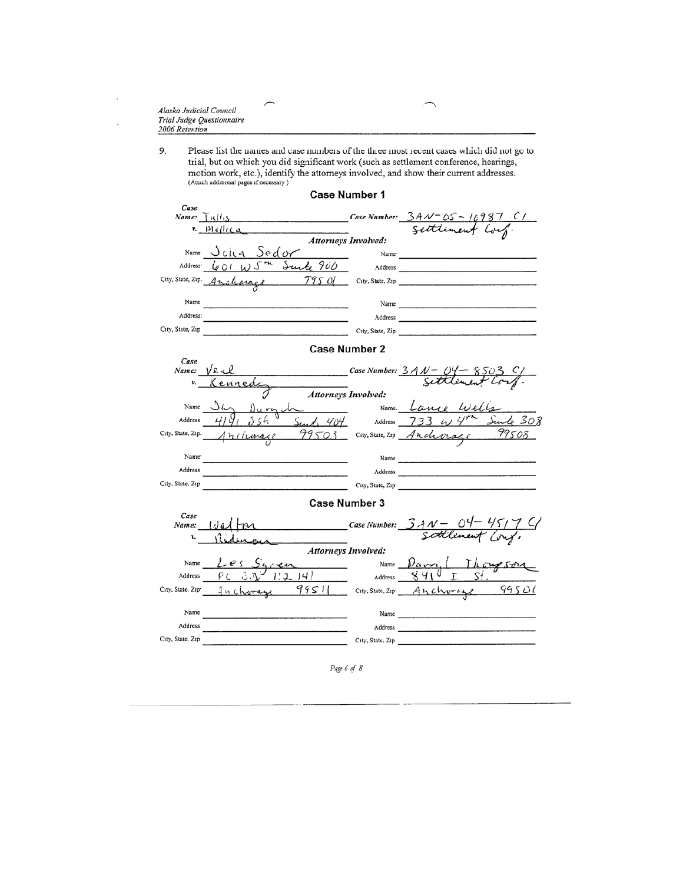9. Please list the names and case numbers of the three most recent cases which did not go to trial, but on which you did significant work (such as settlement conference, hearings, motion work, etc.), identify the attorneys involved, and show their current addresses. (Attach additional pages if necessary.)

## Case Number 1

**Case Name:** Tullis v. Mollica

**Case Number:** 3AN-05-10987 CI
Settlement Conf.

**Attorneys Involved:**

| | | | |
|---|---|---|---|
| Name | John Sedor | Name | |
| Address | 601 W 5th Suite 900 | Address | |
| City, State, Zip | Anchorage 99501 | City, State, Zip | |
| Name | | Name | |
| Address | | Address | |
| City, State, Zip | | City, State, Zip | |

## Case Number 2

**Case Name:** Veal v. Kennedy

**Case Number:** 3AN-04-8503 CI
Settlement Conf.

**Attorneys Involved:**

| | | | |
|---|---|---|---|
| Name | Jay Durych | Name | Lance Wells |
| Address | 4141 B St. Suite 404 | Address | 733 W 4th Suite 308 |
| City, State, Zip | Anchorage 99503 | City, State, Zip | Anchorage 99508 |
| Name | | Name | |
| Address | | Address | |
| City, State, Zip | | City, State, Zip | |

## Case Number 3

**Case Name:** Walton v. Ridenour

**Case Number:** 3AN-04-4517 CI
Settlement Conf.

**Attorneys Involved:**

| | | | |
|---|---|---|---|
| Name | Les Syren | Name | Daryl Thompson |
| Address | PO Box 112141 | Address | 841 I St. |
| City, State, Zip | Anchorage 99511 | City, State, Zip | Anchorage 99501 |
| Name | | Name | |
| Address | | Address | |
| City, State, Zip | | City, State, Zip | |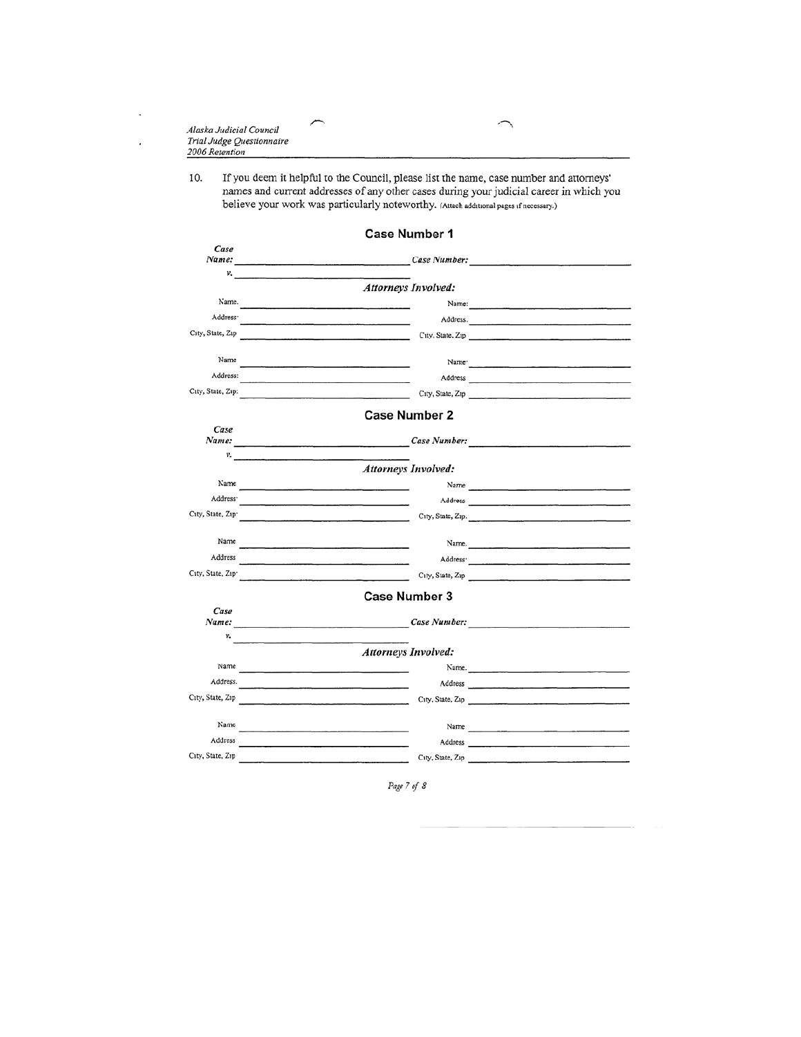10. If you deem it helpful to the Council, please list the name, case number and attorneys' names and current addresses of any other cases during your judicial career in which you believe your work was particularly noteworthy. (Attach additional pages if necessary.)

## Case Number 1

***Case Name:*** ______________________ ***Case Number:*** ______________________

***v.*** ______________________

***Attorneys Involved:***

Name: ______________________ Name: ______________________

Address: ______________________ Address: ______________________

City, State, Zip ______________________ City, State, Zip ______________________

Name ______________________ Name: ______________________

Address: ______________________ Address ______________________

City, State, Zip: ______________________ City, State, Zip ______________________

## Case Number 2

***Case Name:*** ______________________ ***Case Number:*** ______________________

***v.*** ______________________

***Attorneys Involved:***

Name ______________________ Name ______________________

Address: ______________________ Address ______________________

City, State, Zip: ______________________ City, State, Zip. ______________________

Name ______________________ Name. ______________________

Address ______________________ Address: ______________________

City, State, Zip: ______________________ City, State, Zip ______________________

## Case Number 3

***Case Name:*** ______________________ ***Case Number:*** ______________________

***v.*** ______________________

***Attorneys Involved:***

Name ______________________ Name. ______________________

Address. ______________________ Address ______________________

City, State, Zip ______________________ City, State, Zip ______________________

Name ______________________ Name ______________________

Address ______________________ Address ______________________

City, State, Zip ______________________ City, State, Zip ______________________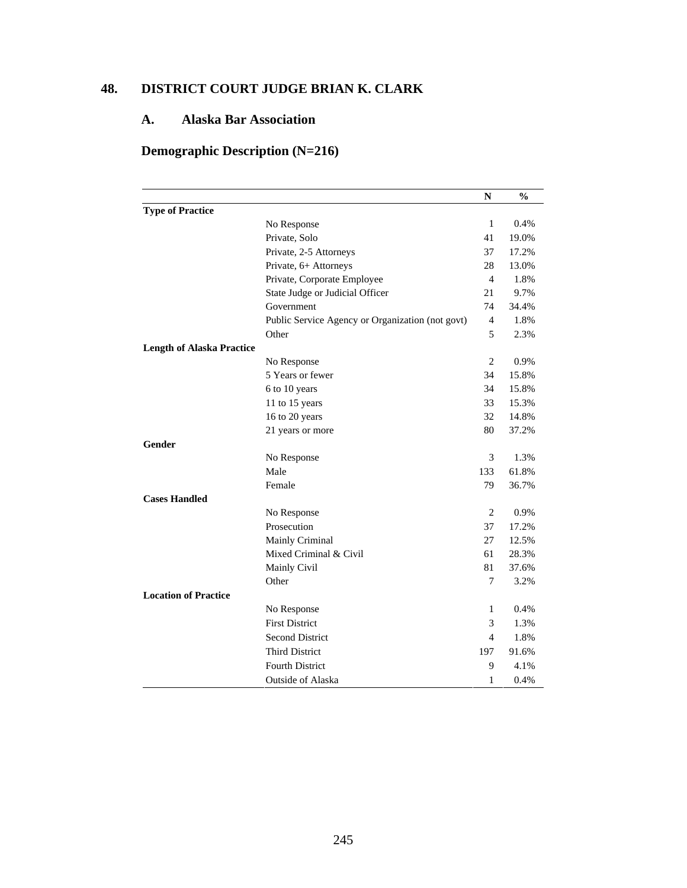## 48. DISTRICT COURT JUDGE BRIAN K. CLARK

### A. Alaska Bar Association

### Demographic Description (N=216)

| | | N | % |
|---|---|---|---|
| **Type of Practice** | | | |
| | No Response | 1 | 0.4% |
| | Private, Solo | 41 | 19.0% |
| | Private, 2-5 Attorneys | 37 | 17.2% |
| | Private, 6+ Attorneys | 28 | 13.0% |
| | Private, Corporate Employee | 4 | 1.8% |
| | State Judge or Judicial Officer | 21 | 9.7% |
| | Government | 74 | 34.4% |
| | Public Service Agency or Organization (not govt) | 4 | 1.8% |
| | Other | 5 | 2.3% |
| **Length of Alaska Practice** | | | |
| | No Response | 2 | 0.9% |
| | 5 Years or fewer | 34 | 15.8% |
| | 6 to 10 years | 34 | 15.8% |
| | 11 to 15 years | 33 | 15.3% |
| | 16 to 20 years | 32 | 14.8% |
| | 21 years or more | 80 | 37.2% |
| **Gender** | | | |
| | No Response | 3 | 1.3% |
| | Male | 133 | 61.8% |
| | Female | 79 | 36.7% |
| **Cases Handled** | | | |
| | No Response | 2 | 0.9% |
| | Prosecution | 37 | 17.2% |
| | Mainly Criminal | 27 | 12.5% |
| | Mixed Criminal & Civil | 61 | 28.3% |
| | Mainly Civil | 81 | 37.6% |
| | Other | 7 | 3.2% |
| **Location of Practice** | | | |
| | No Response | 1 | 0.4% |
| | First District | 3 | 1.3% |
| | Second District | 4 | 1.8% |
| | Third District | 197 | 91.6% |
| | Fourth District | 9 | 4.1% |
| | Outside of Alaska | 1 | 0.4% |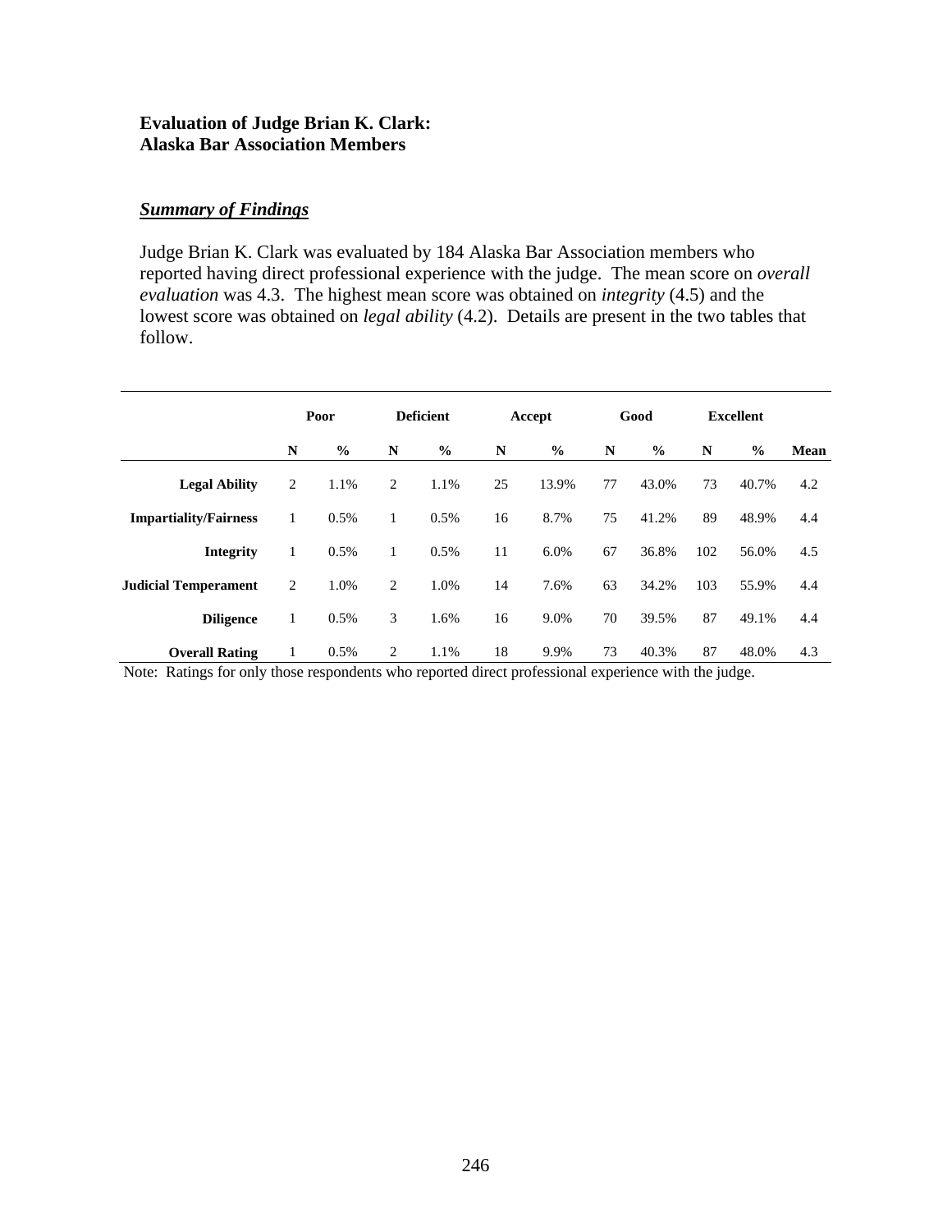**Evaluation of Judge Brian K. Clark:**
**Alaska Bar Association Members**

***Summary of Findings***

Judge Brian K. Clark was evaluated by 184 Alaska Bar Association members who reported having direct professional experience with the judge. The mean score on *overall evaluation* was 4.3. The highest mean score was obtained on *integrity* (4.5) and the lowest score was obtained on *legal ability* (4.2). Details are present in the two tables that follow.

| | Poor | | Deficient | | Accept | | Good | | Excellent | | |
|---|---|---|---|---|---|---|---|---|---|---|---|
| | N | % | N | % | N | % | N | % | N | % | Mean |
| **Legal Ability** | 2 | 1.1% | 2 | 1.1% | 25 | 13.9% | 77 | 43.0% | 73 | 40.7% | 4.2 |
| **Impartiality/Fairness** | 1 | 0.5% | 1 | 0.5% | 16 | 8.7% | 75 | 41.2% | 89 | 48.9% | 4.4 |
| **Integrity** | 1 | 0.5% | 1 | 0.5% | 11 | 6.0% | 67 | 36.8% | 102 | 56.0% | 4.5 |
| **Judicial Temperament** | 2 | 1.0% | 2 | 1.0% | 14 | 7.6% | 63 | 34.2% | 103 | 55.9% | 4.4 |
| **Diligence** | 1 | 0.5% | 3 | 1.6% | 16 | 9.0% | 70 | 39.5% | 87 | 49.1% | 4.4 |
| **Overall Rating** | 1 | 0.5% | 2 | 1.1% | 18 | 9.9% | 73 | 40.3% | 87 | 48.0% | 4.3 |

Note: Ratings for only those respondents who reported direct professional experience with the judge.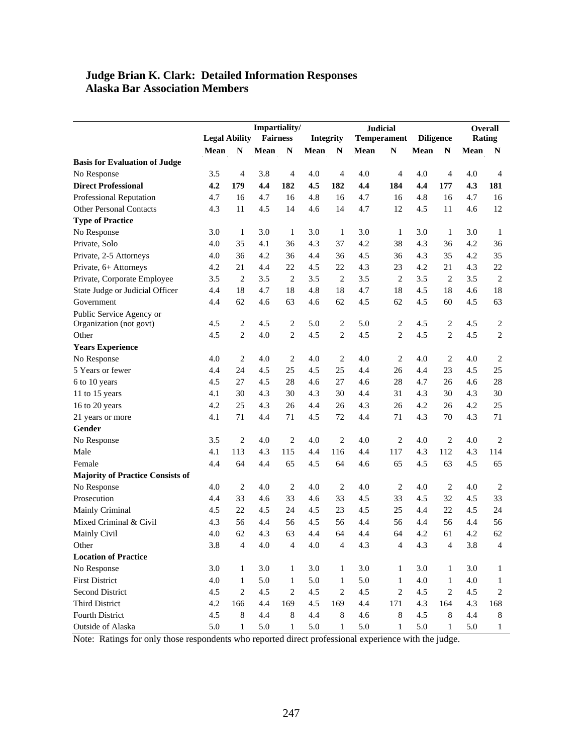# Judge Brian K. Clark: Detailed Information Responses
## Alaska Bar Association Members

| | Legal Ability | | Impartiality/ Fairness | | Integrity | | Judicial Temperament | | Diligence | | Overall Rating | |
|---|---|---|---|---|---|---|---|---|---|---|---|---|
| | Mean | N | Mean | N | Mean | N | Mean | N | Mean | N | Mean | N |
| **Basis for Evaluation of Judge** | | | | | | | | | | | | |
| No Response | 3.5 | 4 | 3.8 | 4 | 4.0 | 4 | 4.0 | 4 | 4.0 | 4 | 4.0 | 4 |
| **Direct Professional** | **4.2** | **179** | **4.4** | **182** | **4.5** | **182** | **4.4** | **184** | **4.4** | **177** | **4.3** | **181** |
| Professional Reputation | 4.7 | 16 | 4.7 | 16 | 4.8 | 16 | 4.7 | 16 | 4.8 | 16 | 4.7 | 16 |
| Other Personal Contacts | 4.3 | 11 | 4.5 | 14 | 4.6 | 14 | 4.7 | 12 | 4.5 | 11 | 4.6 | 12 |
| **Type of Practice** | | | | | | | | | | | | |
| No Response | 3.0 | 1 | 3.0 | 1 | 3.0 | 1 | 3.0 | 1 | 3.0 | 1 | 3.0 | 1 |
| Private, Solo | 4.0 | 35 | 4.1 | 36 | 4.3 | 37 | 4.2 | 38 | 4.3 | 36 | 4.2 | 36 |
| Private, 2-5 Attorneys | 4.0 | 36 | 4.2 | 36 | 4.4 | 36 | 4.5 | 36 | 4.3 | 35 | 4.2 | 35 |
| Private, 6+ Attorneys | 4.2 | 21 | 4.4 | 22 | 4.5 | 22 | 4.3 | 23 | 4.2 | 21 | 4.3 | 22 |
| Private, Corporate Employee | 3.5 | 2 | 3.5 | 2 | 3.5 | 2 | 3.5 | 2 | 3.5 | 2 | 3.5 | 2 |
| State Judge or Judicial Officer | 4.4 | 18 | 4.7 | 18 | 4.8 | 18 | 4.7 | 18 | 4.5 | 18 | 4.6 | 18 |
| Government | 4.4 | 62 | 4.6 | 63 | 4.6 | 62 | 4.5 | 62 | 4.5 | 60 | 4.5 | 63 |
| Public Service Agency or Organization (not govt) | 4.5 | 2 | 4.5 | 2 | 5.0 | 2 | 5.0 | 2 | 4.5 | 2 | 4.5 | 2 |
| Other | 4.5 | 2 | 4.0 | 2 | 4.5 | 2 | 4.5 | 2 | 4.5 | 2 | 4.5 | 2 |
| **Years Experience** | | | | | | | | | | | | |
| No Response | 4.0 | 2 | 4.0 | 2 | 4.0 | 2 | 4.0 | 2 | 4.0 | 2 | 4.0 | 2 |
| 5 Years or fewer | 4.4 | 24 | 4.5 | 25 | 4.5 | 25 | 4.4 | 26 | 4.4 | 23 | 4.5 | 25 |
| 6 to 10 years | 4.5 | 27 | 4.5 | 28 | 4.6 | 27 | 4.6 | 28 | 4.7 | 26 | 4.6 | 28 |
| 11 to 15 years | 4.1 | 30 | 4.3 | 30 | 4.3 | 30 | 4.4 | 31 | 4.3 | 30 | 4.3 | 30 |
| 16 to 20 years | 4.2 | 25 | 4.3 | 26 | 4.4 | 26 | 4.3 | 26 | 4.2 | 26 | 4.2 | 25 |
| 21 years or more | 4.1 | 71 | 4.4 | 71 | 4.5 | 72 | 4.4 | 71 | 4.3 | 70 | 4.3 | 71 |
| **Gender** | | | | | | | | | | | | |
| No Response | 3.5 | 2 | 4.0 | 2 | 4.0 | 2 | 4.0 | 2 | 4.0 | 2 | 4.0 | 2 |
| Male | 4.1 | 113 | 4.3 | 115 | 4.4 | 116 | 4.4 | 117 | 4.3 | 112 | 4.3 | 114 |
| Female | 4.4 | 64 | 4.4 | 65 | 4.5 | 64 | 4.6 | 65 | 4.5 | 63 | 4.5 | 65 |
| **Majority of Practice Consists of** | | | | | | | | | | | | |
| No Response | 4.0 | 2 | 4.0 | 2 | 4.0 | 2 | 4.0 | 2 | 4.0 | 2 | 4.0 | 2 |
| Prosecution | 4.4 | 33 | 4.6 | 33 | 4.6 | 33 | 4.5 | 33 | 4.5 | 32 | 4.5 | 33 |
| Mainly Criminal | 4.5 | 22 | 4.5 | 24 | 4.5 | 23 | 4.5 | 25 | 4.4 | 22 | 4.5 | 24 |
| Mixed Criminal & Civil | 4.3 | 56 | 4.4 | 56 | 4.5 | 56 | 4.4 | 56 | 4.4 | 56 | 4.4 | 56 |
| Mainly Civil | 4.0 | 62 | 4.3 | 63 | 4.4 | 64 | 4.4 | 64 | 4.2 | 61 | 4.2 | 62 |
| Other | 3.8 | 4 | 4.0 | 4 | 4.0 | 4 | 4.3 | 4 | 4.3 | 4 | 3.8 | 4 |
| **Location of Practice** | | | | | | | | | | | | |
| No Response | 3.0 | 1 | 3.0 | 1 | 3.0 | 1 | 3.0 | 1 | 3.0 | 1 | 3.0 | 1 |
| First District | 4.0 | 1 | 5.0 | 1 | 5.0 | 1 | 5.0 | 1 | 4.0 | 1 | 4.0 | 1 |
| Second District | 4.5 | 2 | 4.5 | 2 | 4.5 | 2 | 4.5 | 2 | 4.5 | 2 | 4.5 | 2 |
| Third District | 4.2 | 166 | 4.4 | 169 | 4.5 | 169 | 4.4 | 171 | 4.3 | 164 | 4.3 | 168 |
| Fourth District | 4.5 | 8 | 4.4 | 8 | 4.4 | 8 | 4.6 | 8 | 4.5 | 8 | 4.4 | 8 |
| Outside of Alaska | 5.0 | 1 | 5.0 | 1 | 5.0 | 1 | 5.0 | 1 | 5.0 | 1 | 5.0 | 1 |

Note: Ratings for only those respondents who reported direct professional experience with the judge.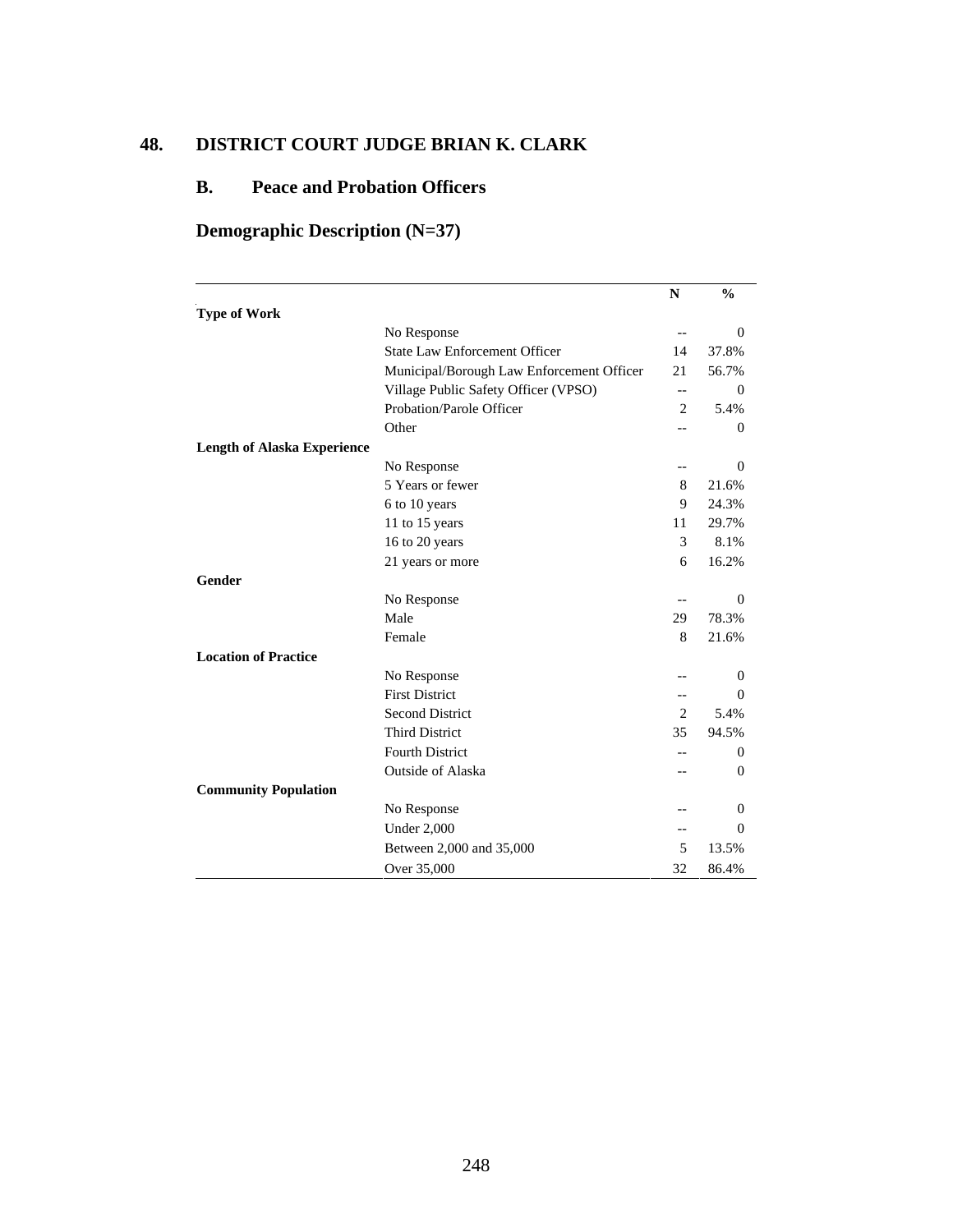## 48. DISTRICT COURT JUDGE BRIAN K. CLARK

### B. Peace and Probation Officers

### Demographic Description (N=37)

| | | N | % |
|---|---|---|---|
| **Type of Work** | | | |
| | No Response | -- | 0 |
| | State Law Enforcement Officer | 14 | 37.8% |
| | Municipal/Borough Law Enforcement Officer | 21 | 56.7% |
| | Village Public Safety Officer (VPSO) | -- | 0 |
| | Probation/Parole Officer | 2 | 5.4% |
| | Other | -- | 0 |
| **Length of Alaska Experience** | | | |
| | No Response | -- | 0 |
| | 5 Years or fewer | 8 | 21.6% |
| | 6 to 10 years | 9 | 24.3% |
| | 11 to 15 years | 11 | 29.7% |
| | 16 to 20 years | 3 | 8.1% |
| | 21 years or more | 6 | 16.2% |
| **Gender** | | | |
| | No Response | -- | 0 |
| | Male | 29 | 78.3% |
| | Female | 8 | 21.6% |
| **Location of Practice** | | | |
| | No Response | -- | 0 |
| | First District | -- | 0 |
| | Second District | 2 | 5.4% |
| | Third District | 35 | 94.5% |
| | Fourth District | -- | 0 |
| | Outside of Alaska | -- | 0 |
| **Community Population** | | | |
| | No Response | -- | 0 |
| | Under 2,000 | -- | 0 |
| | Between 2,000 and 35,000 | 5 | 13.5% |
| | Over 35,000 | 32 | 86.4% |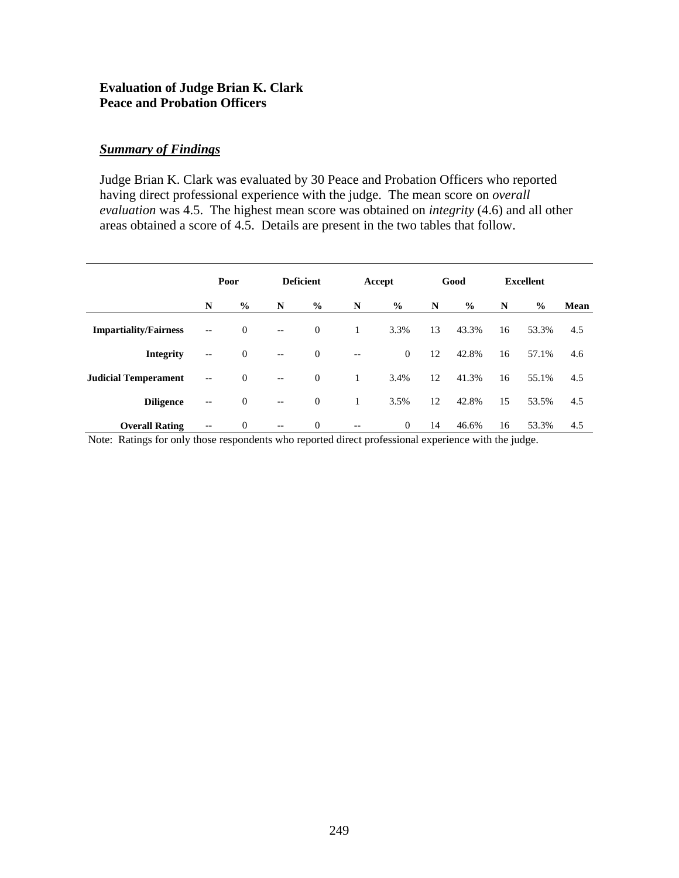**Evaluation of Judge Brian K. Clark**
**Peace and Probation Officers**

***Summary of Findings***

Judge Brian K. Clark was evaluated by 30 Peace and Probation Officers who reported having direct professional experience with the judge. The mean score on *overall evaluation* was 4.5. The highest mean score was obtained on *integrity* (4.6) and all other areas obtained a score of 4.5. Details are present in the two tables that follow.

| | Poor | | Deficient | | Accept | | Good | | Excellent | | |
|---|---|---|---|---|---|---|---|---|---|---|---|
| | N | % | N | % | N | % | N | % | N | % | Mean |
| **Impartiality/Fairness** | -- | 0 | -- | 0 | 1 | 3.3% | 13 | 43.3% | 16 | 53.3% | 4.5 |
| **Integrity** | -- | 0 | -- | 0 | -- | 0 | 12 | 42.8% | 16 | 57.1% | 4.6 |
| **Judicial Temperament** | -- | 0 | -- | 0 | 1 | 3.4% | 12 | 41.3% | 16 | 55.1% | 4.5 |
| **Diligence** | -- | 0 | -- | 0 | 1 | 3.5% | 12 | 42.8% | 15 | 53.5% | 4.5 |
| **Overall Rating** | -- | 0 | -- | 0 | -- | 0 | 14 | 46.6% | 16 | 53.3% | 4.5 |

Note: Ratings for only those respondents who reported direct professional experience with the judge.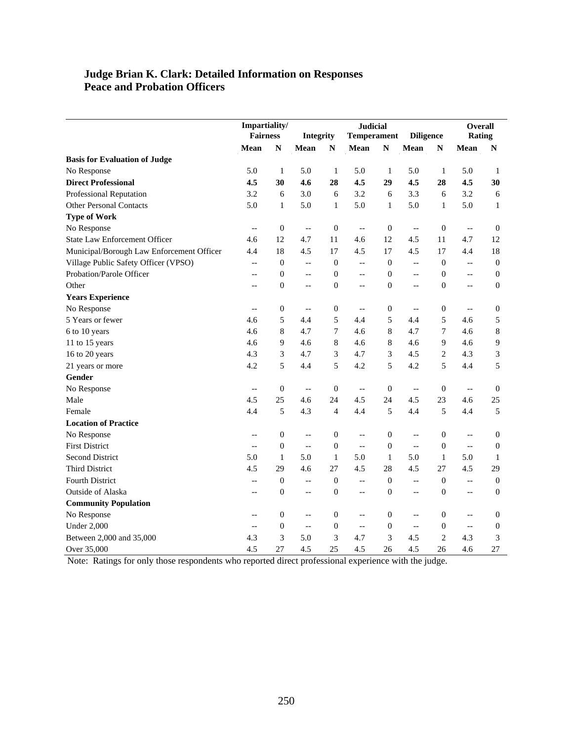**Judge Brian K. Clark: Detailed Information on Responses**
**Peace and Probation Officers**

| | Impartiality/ Fairness | | Integrity | | Judicial Temperament | | Diligence | | Overall Rating | |
|---|---|---|---|---|---|---|---|---|---|---|
| | **Mean** | **N** | **Mean** | **N** | **Mean** | **N** | **Mean** | **N** | **Mean** | **N** |
| **Basis for Evaluation of Judge** | | | | | | | | | | |
| No Response | 5.0 | 1 | 5.0 | 1 | 5.0 | 1 | 5.0 | 1 | 5.0 | 1 |
| **Direct Professional** | **4.5** | **30** | **4.6** | **28** | **4.5** | **29** | **4.5** | **28** | **4.5** | **30** |
| Professional Reputation | 3.2 | 6 | 3.0 | 6 | 3.2 | 6 | 3.3 | 6 | 3.2 | 6 |
| Other Personal Contacts | 5.0 | 1 | 5.0 | 1 | 5.0 | 1 | 5.0 | 1 | 5.0 | 1 |
| **Type of Work** | | | | | | | | | | |
| No Response | -- | 0 | -- | 0 | -- | 0 | -- | 0 | -- | 0 |
| State Law Enforcement Officer | 4.6 | 12 | 4.7 | 11 | 4.6 | 12 | 4.5 | 11 | 4.7 | 12 |
| Municipal/Borough Law Enforcement Officer | 4.4 | 18 | 4.5 | 17 | 4.5 | 17 | 4.5 | 17 | 4.4 | 18 |
| Village Public Safety Officer (VPSO) | -- | 0 | -- | 0 | -- | 0 | -- | 0 | -- | 0 |
| Probation/Parole Officer | -- | 0 | -- | 0 | -- | 0 | -- | 0 | -- | 0 |
| Other | -- | 0 | -- | 0 | -- | 0 | -- | 0 | -- | 0 |
| **Years Experience** | | | | | | | | | | |
| No Response | -- | 0 | -- | 0 | -- | 0 | -- | 0 | -- | 0 |
| 5 Years or fewer | 4.6 | 5 | 4.4 | 5 | 4.4 | 5 | 4.4 | 5 | 4.6 | 5 |
| 6 to 10 years | 4.6 | 8 | 4.7 | 7 | 4.6 | 8 | 4.7 | 7 | 4.6 | 8 |
| 11 to 15 years | 4.6 | 9 | 4.6 | 8 | 4.6 | 8 | 4.6 | 9 | 4.6 | 9 |
| 16 to 20 years | 4.3 | 3 | 4.7 | 3 | 4.7 | 3 | 4.5 | 2 | 4.3 | 3 |
| 21 years or more | 4.2 | 5 | 4.4 | 5 | 4.2 | 5 | 4.2 | 5 | 4.4 | 5 |
| **Gender** | | | | | | | | | | |
| No Response | -- | 0 | -- | 0 | -- | 0 | -- | 0 | -- | 0 |
| Male | 4.5 | 25 | 4.6 | 24 | 4.5 | 24 | 4.5 | 23 | 4.6 | 25 |
| Female | 4.4 | 5 | 4.3 | 4 | 4.4 | 5 | 4.4 | 5 | 4.4 | 5 |
| **Location of Practice** | | | | | | | | | | |
| No Response | -- | 0 | -- | 0 | -- | 0 | -- | 0 | -- | 0 |
| First District | -- | 0 | -- | 0 | -- | 0 | -- | 0 | -- | 0 |
| Second District | 5.0 | 1 | 5.0 | 1 | 5.0 | 1 | 5.0 | 1 | 5.0 | 1 |
| Third District | 4.5 | 29 | 4.6 | 27 | 4.5 | 28 | 4.5 | 27 | 4.5 | 29 |
| Fourth District | -- | 0 | -- | 0 | -- | 0 | -- | 0 | -- | 0 |
| Outside of Alaska | -- | 0 | -- | 0 | -- | 0 | -- | 0 | -- | 0 |
| **Community Population** | | | | | | | | | | |
| No Response | -- | 0 | -- | 0 | -- | 0 | -- | 0 | -- | 0 |
| Under 2,000 | -- | 0 | -- | 0 | -- | 0 | -- | 0 | -- | 0 |
| Between 2,000 and 35,000 | 4.3 | 3 | 5.0 | 3 | 4.7 | 3 | 4.5 | 2 | 4.3 | 3 |
| Over 35,000 | 4.5 | 27 | 4.5 | 25 | 4.5 | 26 | 4.5 | 26 | 4.6 | 27 |

Note: Ratings for only those respondents who reported direct professional experience with the judge.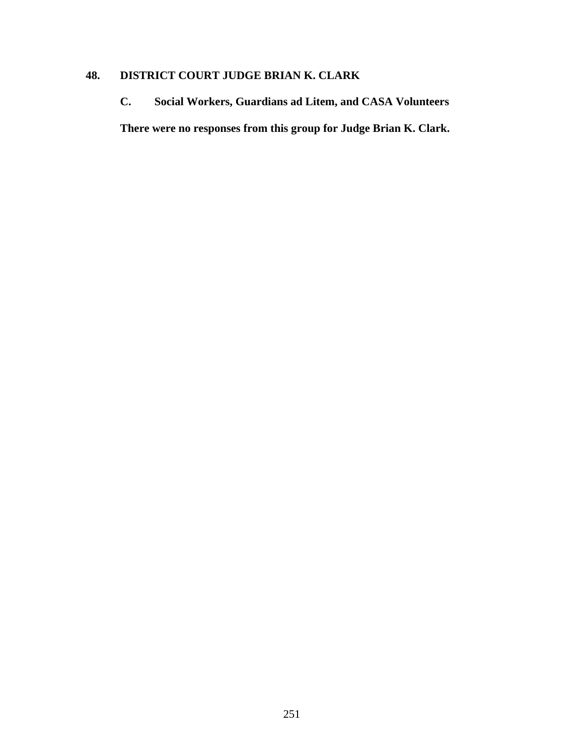## 48. DISTRICT COURT JUDGE BRIAN K. CLARK

### C. Social Workers, Guardians ad Litem, and CASA Volunteers

**There were no responses from this group for Judge Brian K. Clark.**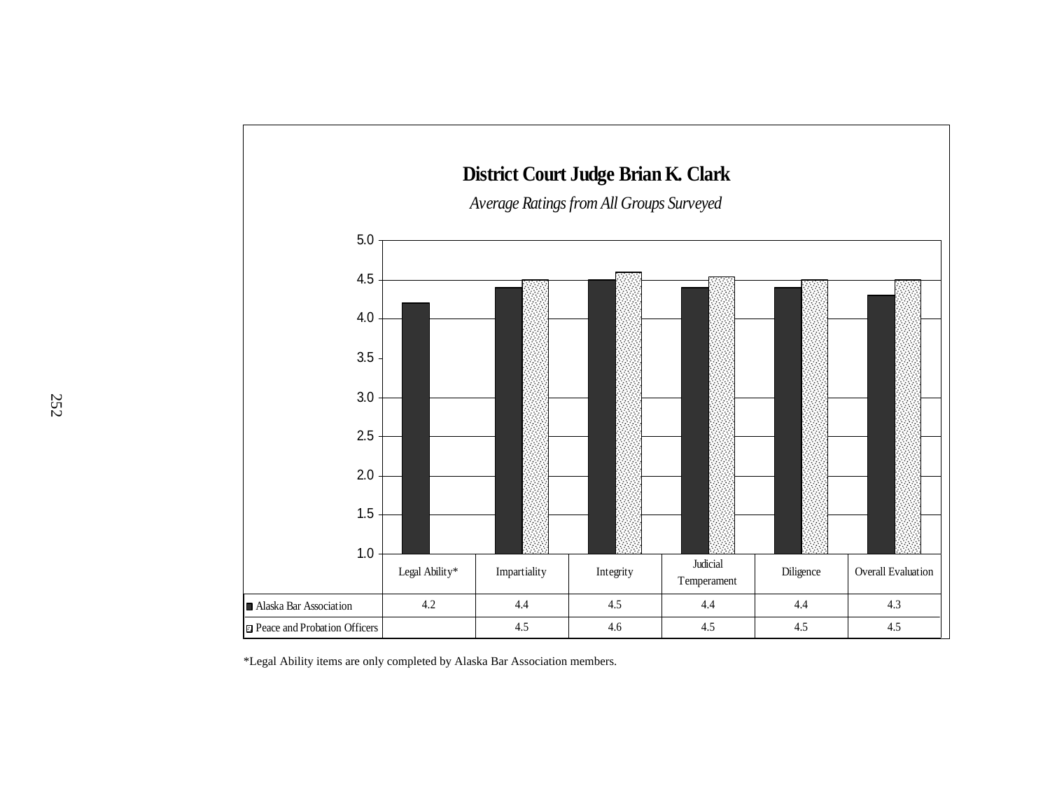# District Court Judge Brian K. Clark

*Average Ratings from All Groups Surveyed*

| | Legal Ability* | Impartiality | Integrity | Judicial Temperament | Diligence | Overall Evaluation |
|---|---|---|---|---|---|---|
| Alaska Bar Association | 4.2 | 4.4 | 4.5 | 4.4 | 4.4 | 4.3 |
| Peace and Probation Officers | | 4.5 | 4.6 | 4.5 | 4.5 | 4.5 |

*Legal Ability items are only completed by Alaska Bar Association members.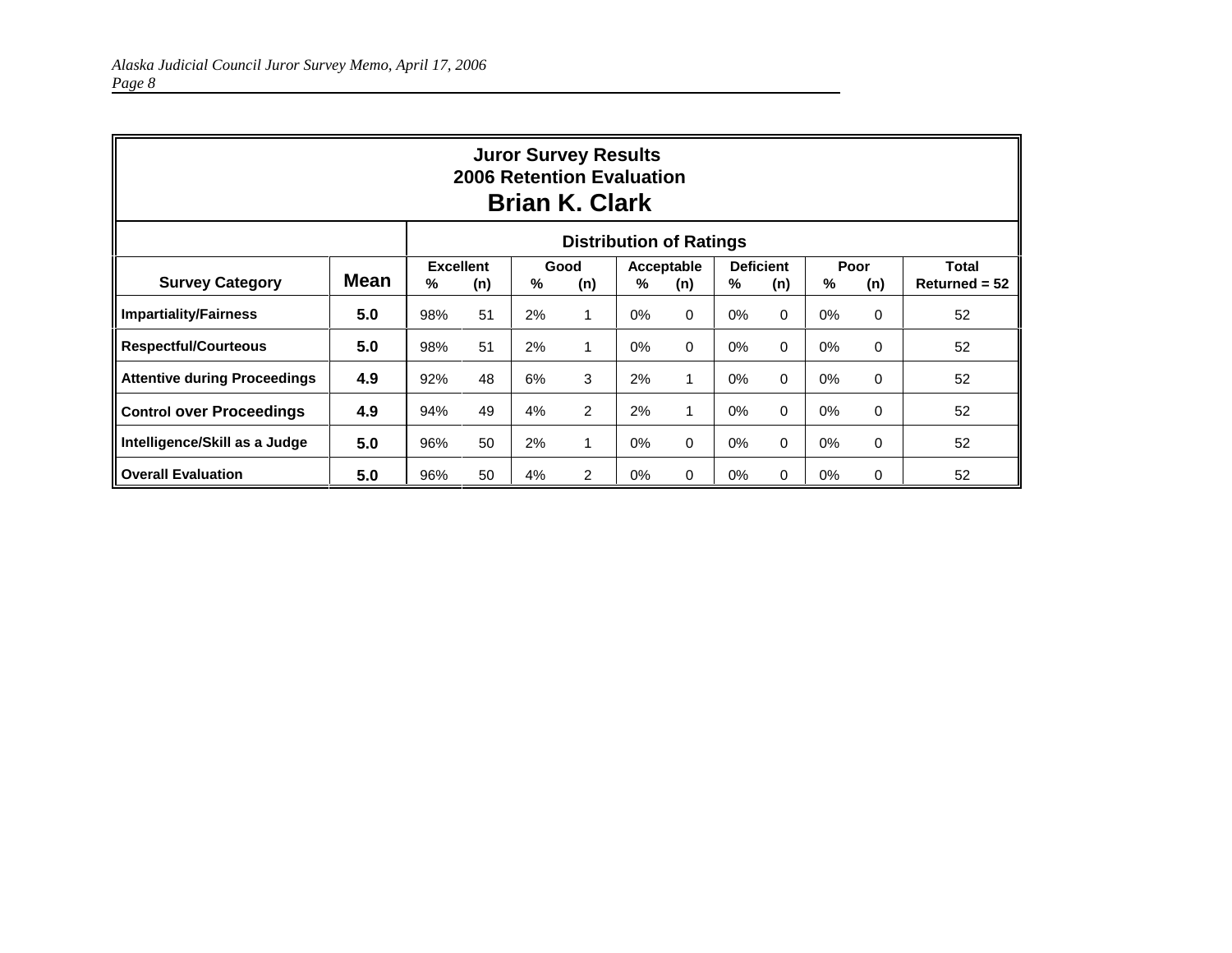**Juror Survey Results**
**2006 Retention Evaluation**
# Brian K. Clark

| | | Distribution of Ratings | | | | | | | | | | |
|---|---|---|---|---|---|---|---|---|---|---|---|---|
| | | Excellent | | Good | | Acceptable | | Deficient | | Poor | | Total |
| **Survey Category** | **Mean** | **%** | **(n)** | **%** | **(n)** | **%** | **(n)** | **%** | **(n)** | **%** | **(n)** | **Returned = 52** |
| **Impartiality/Fairness** | **5.0** | 98% | 51 | 2% | 1 | 0% | 0 | 0% | 0 | 0% | 0 | 52 |
| **Respectful/Courteous** | **5.0** | 98% | 51 | 2% | 1 | 0% | 0 | 0% | 0 | 0% | 0 | 52 |
| **Attentive during Proceedings** | **4.9** | 92% | 48 | 6% | 3 | 2% | 1 | 0% | 0 | 0% | 0 | 52 |
| **Control over Proceedings** | **4.9** | 94% | 49 | 4% | 2 | 2% | 1 | 0% | 0 | 0% | 0 | 52 |
| **Intelligence/Skill as a Judge** | **5.0** | 96% | 50 | 2% | 1 | 0% | 0 | 0% | 0 | 0% | 0 | 52 |
| **Overall Evaluation** | **5.0** | 96% | 50 | 4% | 2 | 0% | 0 | 0% | 0 | 0% | 0 | 52 |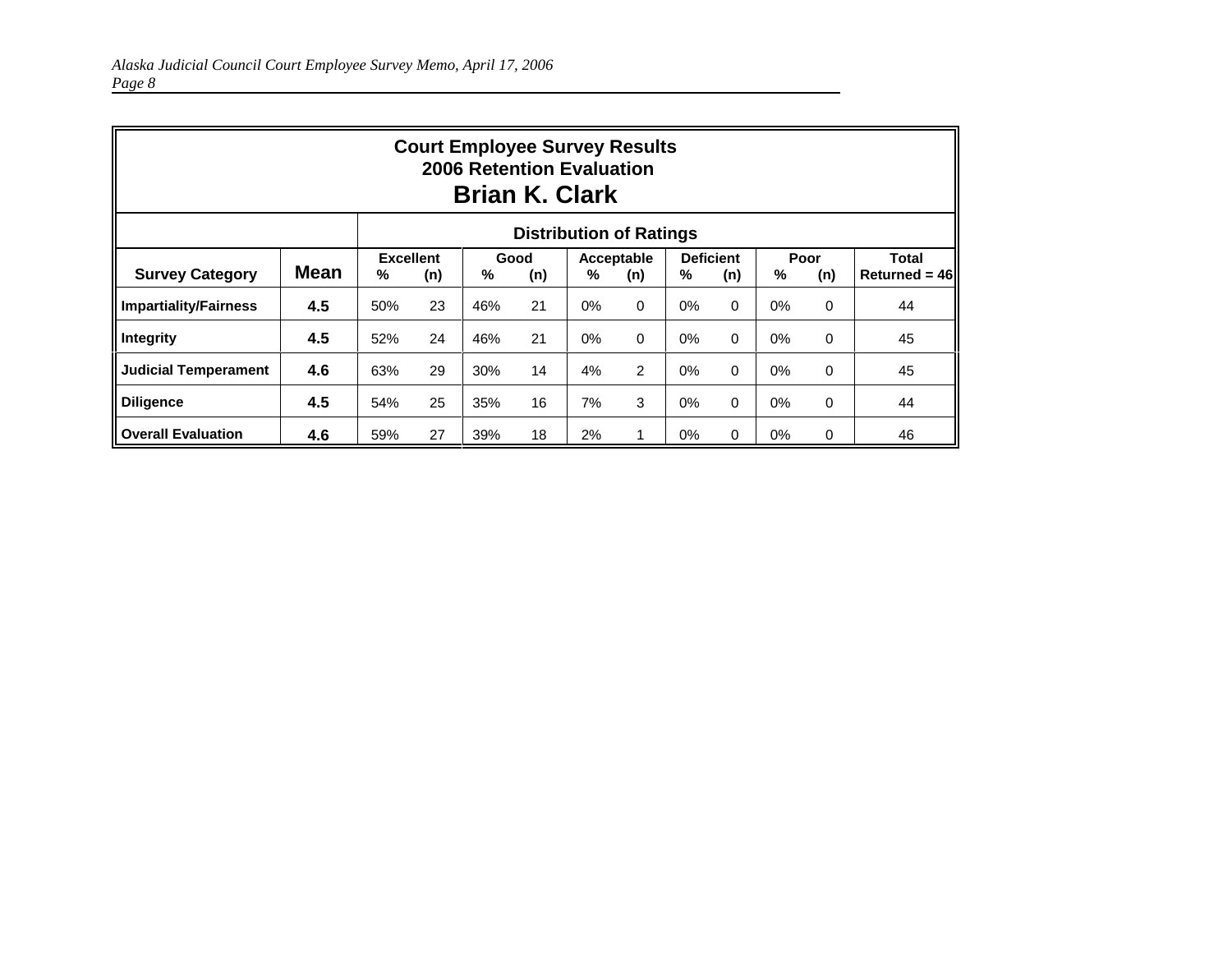| Court Employee Survey Results<br>2006 Retention Evaluation<br>**Brian K. Clark** | | | | | | | | | | | | |
|---|---|---|---|---|---|---|---|---|---|---|---|---|
| | | Distribution of Ratings | | | | | | | | | | |
| | | Excellent | | Good | | Acceptable | | Deficient | | Poor | | Total |
| Survey Category | Mean | % | (n) | % | (n) | % | (n) | % | (n) | % | (n) | Returned = 46 |
| Impartiality/Fairness | 4.5 | 50% | 23 | 46% | 21 | 0% | 0 | 0% | 0 | 0% | 0 | 44 |
| Integrity | 4.5 | 52% | 24 | 46% | 21 | 0% | 0 | 0% | 0 | 0% | 0 | 45 |
| Judicial Temperament | 4.6 | 63% | 29 | 30% | 14 | 4% | 2 | 0% | 0 | 0% | 0 | 45 |
| Diligence | 4.5 | 54% | 25 | 35% | 16 | 7% | 3 | 0% | 0 | 0% | 0 | 44 |
| Overall Evaluation | 4.6 | 59% | 27 | 39% | 18 | 2% | 1 | 0% | 0 | 0% | 0 | 46 |